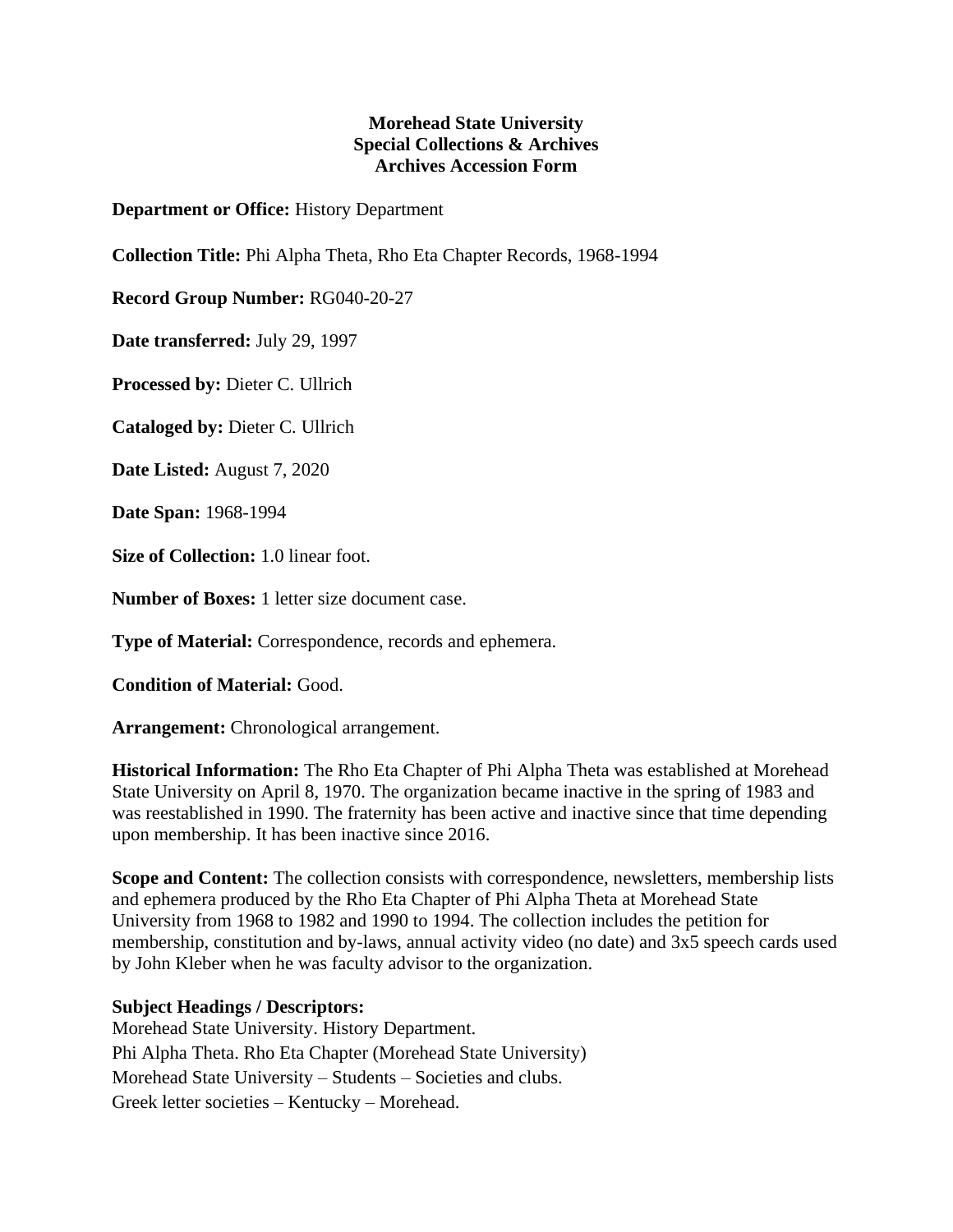**Morehead State University**
**Special Collections & Archives**
**Archives Accession Form**

**Department or Office:** History Department

**Collection Title:** Phi Alpha Theta, Rho Eta Chapter Records, 1968-1994

**Record Group Number:** RG040-20-27

**Date transferred:** July 29, 1997

**Processed by:** Dieter C. Ullrich

**Cataloged by:** Dieter C. Ullrich

**Date Listed:** August 7, 2020

**Date Span:** 1968-1994

**Size of Collection:** 1.0 linear foot.

**Number of Boxes:** 1 letter size document case.

**Type of Material:** Correspondence, records and ephemera.

**Condition of Material:** Good.

**Arrangement:** Chronological arrangement.

**Historical Information:** The Rho Eta Chapter of Phi Alpha Theta was established at Morehead State University on April 8, 1970. The organization became inactive in the spring of 1983 and was reestablished in 1990. The fraternity has been active and inactive since that time depending upon membership. It has been inactive since 2016.

**Scope and Content:** The collection consists with correspondence, newsletters, membership lists and ephemera produced by the Rho Eta Chapter of Phi Alpha Theta at Morehead State University from 1968 to 1982 and 1990 to 1994. The collection includes the petition for membership, constitution and by-laws, annual activity video (no date) and 3x5 speech cards used by John Kleber when he was faculty advisor to the organization.

**Subject Headings / Descriptors:**

Morehead State University. History Department.

Phi Alpha Theta. Rho Eta Chapter (Morehead State University)

Morehead State University – Students – Societies and clubs.

Greek letter societies – Kentucky – Morehead.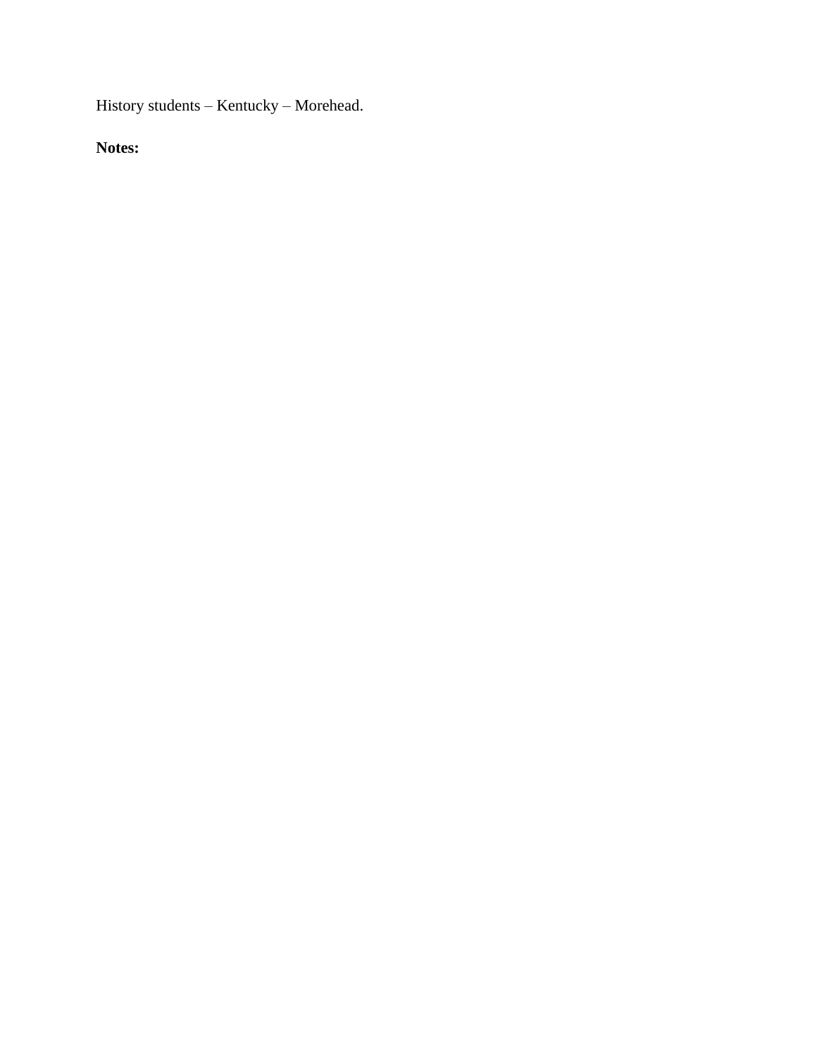History students – Kentucky – Morehead.

**Notes:**